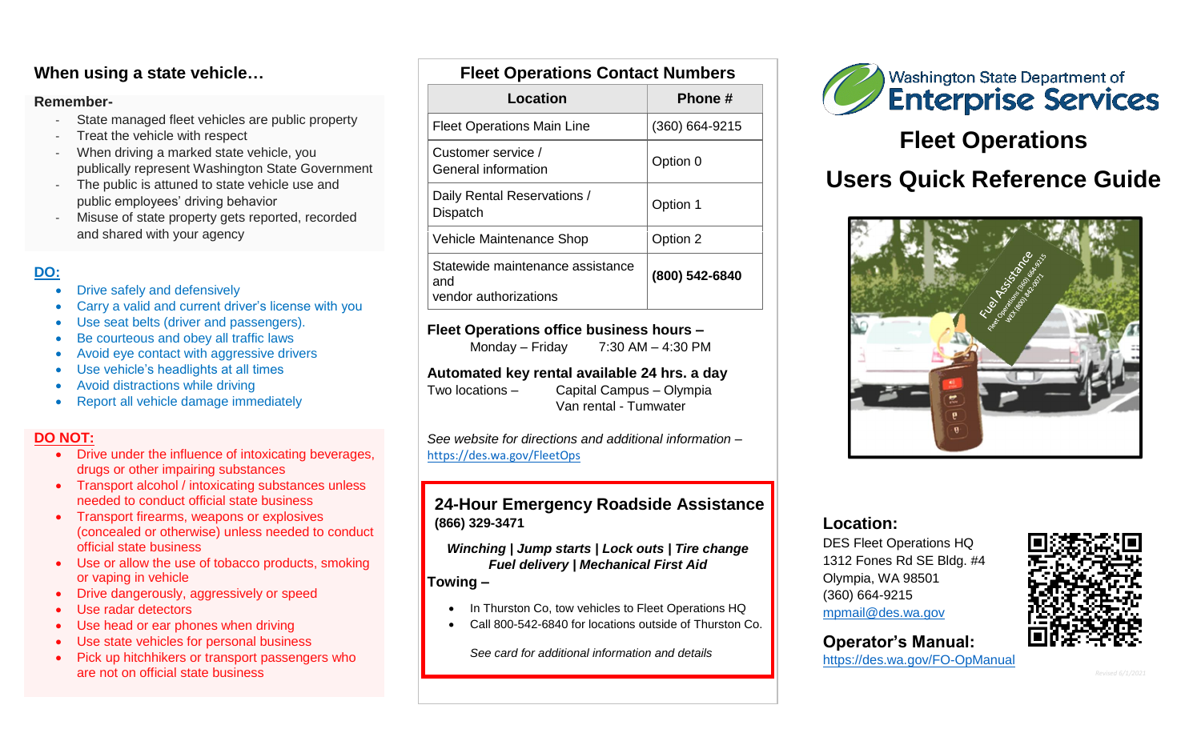## When using a state vehicle…

**Remember-**

- State managed fleet vehicles are public property
- Treat the vehicle with respect
- When driving a marked state vehicle, you publically represent Washington State Government
- The public is attuned to state vehicle use and public employees' driving behavior
- Misuse of state property gets reported, recorded and shared with your agency

**DO:**

- Drive safely and defensively
- Carry a valid and current driver's license with you
- Use seat belts (driver and passengers).
- Be courteous and obey all traffic laws
- Avoid eye contact with aggressive drivers
- Use vehicle's headlights at all times
- Avoid distractions while driving
- Report all vehicle damage immediately

**DO NOT:**

- Drive under the influence of intoxicating beverages, drugs or other impairing substances
- Transport alcohol / intoxicating substances unless needed to conduct official state business
- Transport firearms, weapons or explosives (concealed or otherwise) unless needed to conduct official state business
- Use or allow the use of tobacco products, smoking or vaping in vehicle
- Drive dangerously, aggressively or speed
- Use radar detectors
- Use head or ear phones when driving
- Use state vehicles for personal business
- Pick up hitchhikers or transport passengers who are not on official state business

## Fleet Operations Contact Numbers

| Location | Phone # |
|---|---|
| Fleet Operations Main Line | (360) 664-9215 |
| Customer service / General information | Option 0 |
| Daily Rental Reservations / Dispatch | Option 1 |
| Vehicle Maintenance Shop | Option 2 |
| Statewide maintenance assistance and vendor authorizations | **(800) 542-6840** |

**Fleet Operations office business hours –**
Monday – Friday 7:30 AM – 4:30 PM

**Automated key rental available 24 hrs. a day**
Two locations – Capital Campus – Olympia
Van rental - Tumwater

*See website for directions and additional information –*
https://des.wa.gov/FleetOps

### 24-Hour Emergency Roadside Assistance

**(866) 329-3471**

***Winching | Jump starts | Lock outs | Tire change***
***Fuel delivery | Mechanical First Aid***

**Towing –**

- In Thurston Co, tow vehicles to Fleet Operations HQ
- Call 800-542-6840 for locations outside of Thurston Co.

*See card for additional information and details*

Washington State Department of Enterprise Services

# Fleet Operations Users Quick Reference Guide

### Location:

DES Fleet Operations HQ
1312 Fones Rd SE Bldg. #4
Olympia, WA 98501
(360) 664-9215
mpmail@des.wa.gov

### Operator's Manual:

https://des.wa.gov/FO-OpManual

*Revised 6/1/2021*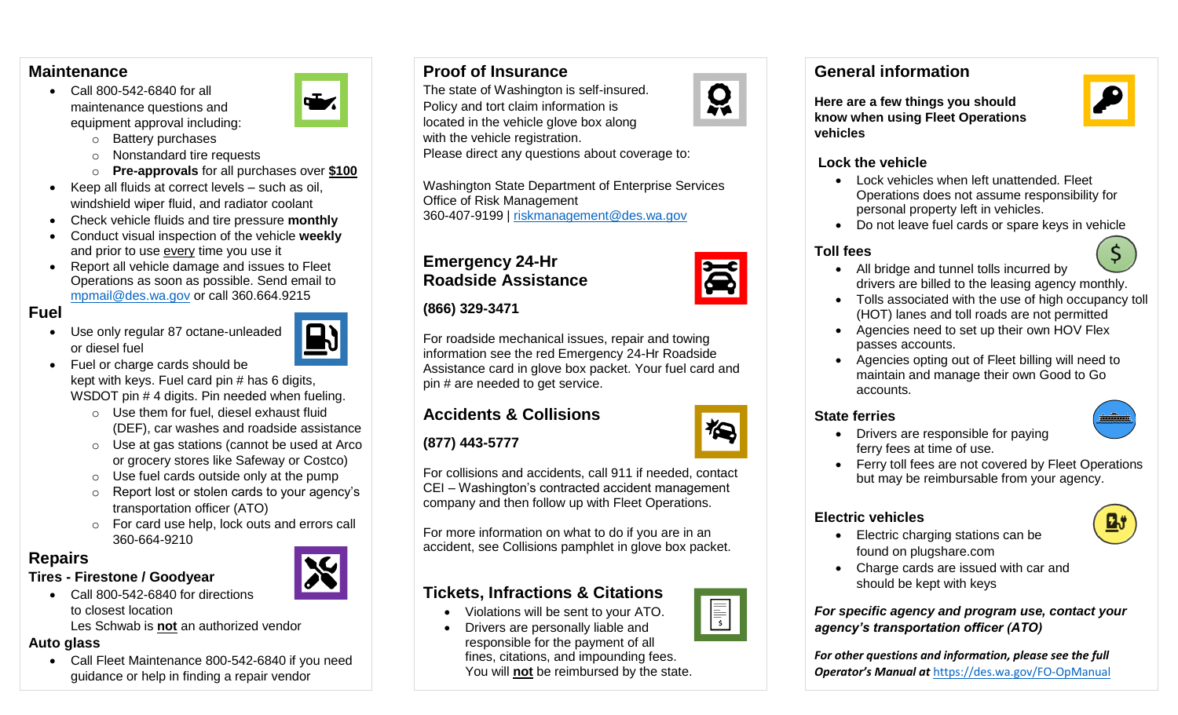## Maintenance

- Call 800-542-6840 for all maintenance questions and equipment approval including:
  - Battery purchases
  - Nonstandard tire requests
  - **Pre-approvals** for all purchases over **$100**
- Keep all fluids at correct levels – such as oil, windshield wiper fluid, and radiator coolant
- Check vehicle fluids and tire pressure **monthly**
- Conduct visual inspection of the vehicle **weekly** and prior to use every time you use it
- Report all vehicle damage and issues to Fleet Operations as soon as possible. Send email to mpmail@des.wa.gov or call 360.664.9215

## Fuel

- Use only regular 87 octane-unleaded or diesel fuel
- Fuel or charge cards should be kept with keys. Fuel card pin # has 6 digits, WSDOT pin # 4 digits. Pin needed when fueling.
  - Use them for fuel, diesel exhaust fluid (DEF), car washes and roadside assistance
  - Use at gas stations (cannot be used at Arco or grocery stores like Safeway or Costco)
  - Use fuel cards outside only at the pump
  - Report lost or stolen cards to your agency's transportation officer (ATO)
  - For card use help, lock outs and errors call 360-664-9210

## Repairs

### Tires - Firestone / Goodyear

- Call 800-542-6840 for directions to closest location

  Les Schwab is **not** an authorized vendor

### Auto glass

- Call Fleet Maintenance 800-542-6840 if you need guidance or help in finding a repair vendor

## Proof of Insurance

The state of Washington is self-insured. Policy and tort claim information is located in the vehicle glove box along with the vehicle registration. Please direct any questions about coverage to:

Washington State Department of Enterprise Services
Office of Risk Management
360-407-9199 | riskmanagement@des.wa.gov

## Emergency 24-Hr Roadside Assistance

**(866) 329-3471**

For roadside mechanical issues, repair and towing information see the red Emergency 24-Hr Roadside Assistance card in glove box packet. Your fuel card and pin # are needed to get service.

## Accidents & Collisions

**(877) 443-5777**

For collisions and accidents, call 911 if needed, contact CEI – Washington's contracted accident management company and then follow up with Fleet Operations.

For more information on what to do if you are in an accident, see Collisions pamphlet in glove box packet.

## Tickets, Infractions & Citations

- Violations will be sent to your ATO.
- Drivers are personally liable and responsible for the payment of all fines, citations, and impounding fees. You will **not** be reimbursed by the state.

## General information

**Here are a few things you should know when using Fleet Operations vehicles**

### Lock the vehicle

- Lock vehicles when left unattended. Fleet Operations does not assume responsibility for personal property left in vehicles.
- Do not leave fuel cards or spare keys in vehicle

### Toll fees

- All bridge and tunnel tolls incurred by drivers are billed to the leasing agency monthly.
- Tolls associated with the use of high occupancy toll (HOT) lanes and toll roads are not permitted
- Agencies need to set up their own HOV Flex passes accounts.
- Agencies opting out of Fleet billing will need to maintain and manage their own Good to Go accounts.

### State ferries

- Drivers are responsible for paying ferry fees at time of use.
- Ferry toll fees are not covered by Fleet Operations but may be reimbursable from your agency.

### Electric vehicles

- Electric charging stations can be found on plugshare.com
- Charge cards are issued with car and should be kept with keys

***For specific agency and program use, contact your agency's transportation officer (ATO)***

***For other questions and information, please see the full Operator's Manual at*** https://des.wa.gov/FO-OpManual